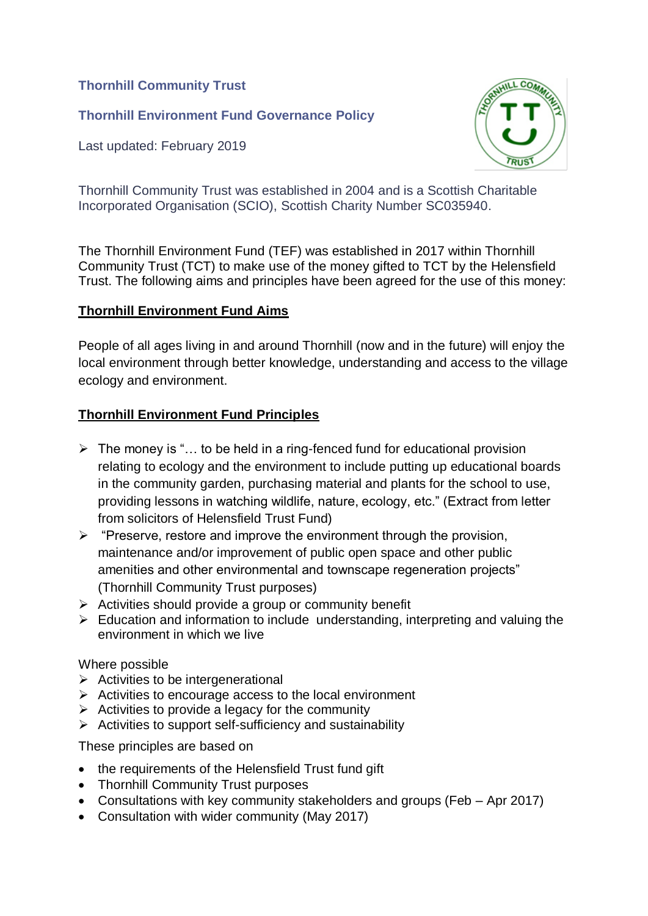**Thornhill Community Trust**

**Thornhill Environment Fund Governance Policy**

Last updated: February 2019

Thornhill Community Trust was established in 2004 and is a Scottish Charitable Incorporated Organisation (SCIO), Scottish Charity Number SC035940.

The Thornhill Environment Fund (TEF) was established in 2017 within Thornhill Community Trust (TCT) to make use of the money gifted to TCT by the Helensfield Trust. The following aims and principles have been agreed for the use of this money:

## Thornhill Environment Fund Aims

People of all ages living in and around Thornhill (now and in the future) will enjoy the local environment through better knowledge, understanding and access to the village ecology and environment.

## Thornhill Environment Fund Principles

- The money is "… to be held in a ring-fenced fund for educational provision relating to ecology and the environment to include putting up educational boards in the community garden, purchasing material and plants for the school to use, providing lessons in watching wildlife, nature, ecology, etc." (Extract from letter from solicitors of Helensfield Trust Fund)
- "Preserve, restore and improve the environment through the provision, maintenance and/or improvement of public open space and other public amenities and other environmental and townscape regeneration projects" (Thornhill Community Trust purposes)
- Activities should provide a group or community benefit
- Education and information to include understanding, interpreting and valuing the environment in which we live

Where possible

- Activities to be intergenerational
- Activities to encourage access to the local environment
- Activities to provide a legacy for the community
- Activities to support self-sufficiency and sustainability

These principles are based on

- the requirements of the Helensfield Trust fund gift
- Thornhill Community Trust purposes
- Consultations with key community stakeholders and groups (Feb – Apr 2017)
- Consultation with wider community (May 2017)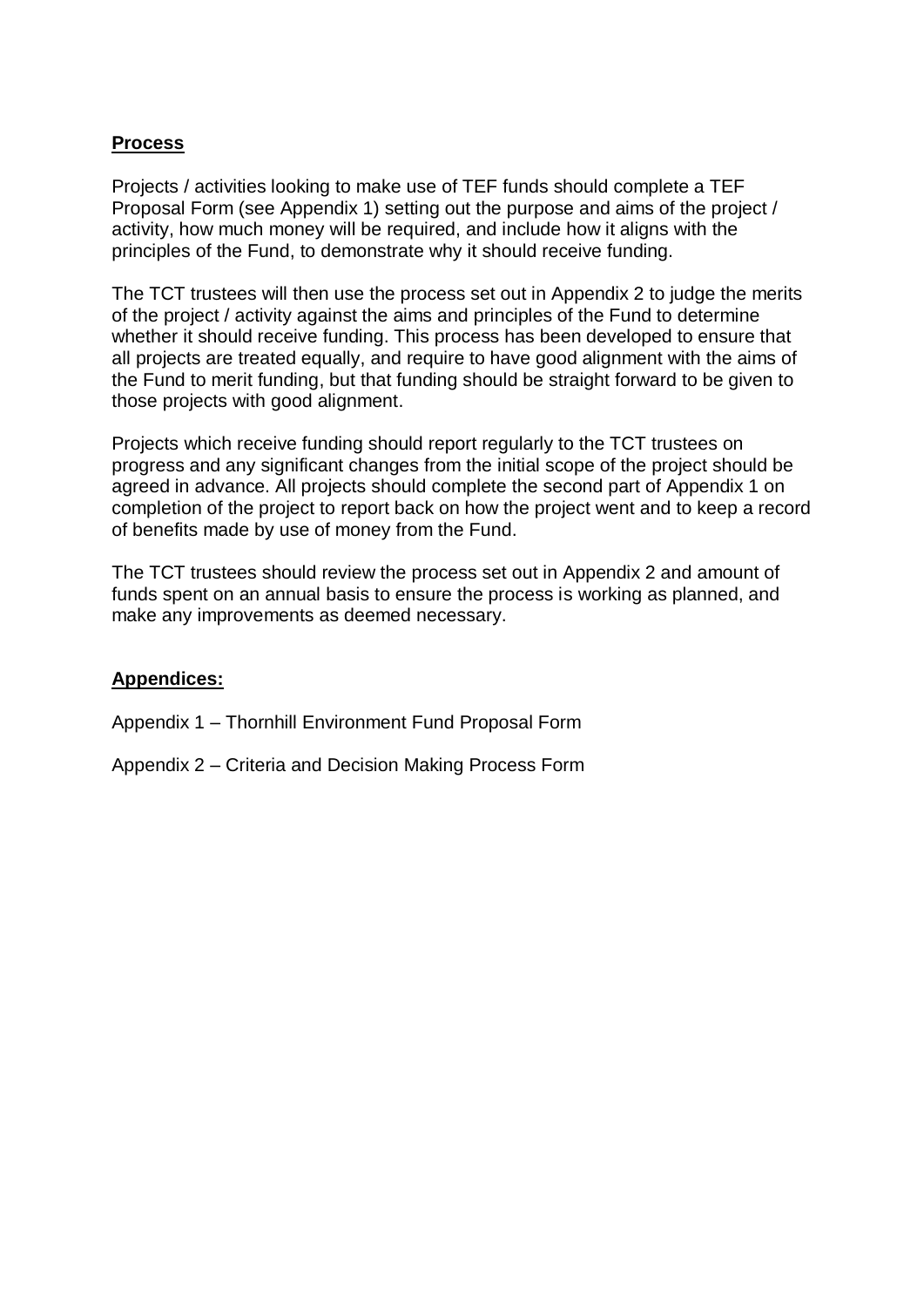**Process**

Projects / activities looking to make use of TEF funds should complete a TEF Proposal Form (see Appendix 1) setting out the purpose and aims of the project / activity, how much money will be required, and include how it aligns with the principles of the Fund, to demonstrate why it should receive funding.

The TCT trustees will then use the process set out in Appendix 2 to judge the merits of the project / activity against the aims and principles of the Fund to determine whether it should receive funding. This process has been developed to ensure that all projects are treated equally, and require to have good alignment with the aims of the Fund to merit funding, but that funding should be straight forward to be given to those projects with good alignment.

Projects which receive funding should report regularly to the TCT trustees on progress and any significant changes from the initial scope of the project should be agreed in advance. All projects should complete the second part of Appendix 1 on completion of the project to report back on how the project went and to keep a record of benefits made by use of money from the Fund.

The TCT trustees should review the process set out in Appendix 2 and amount of funds spent on an annual basis to ensure the process is working as planned, and make any improvements as deemed necessary.

**Appendices:**

Appendix 1 – Thornhill Environment Fund Proposal Form

Appendix 2 – Criteria and Decision Making Process Form